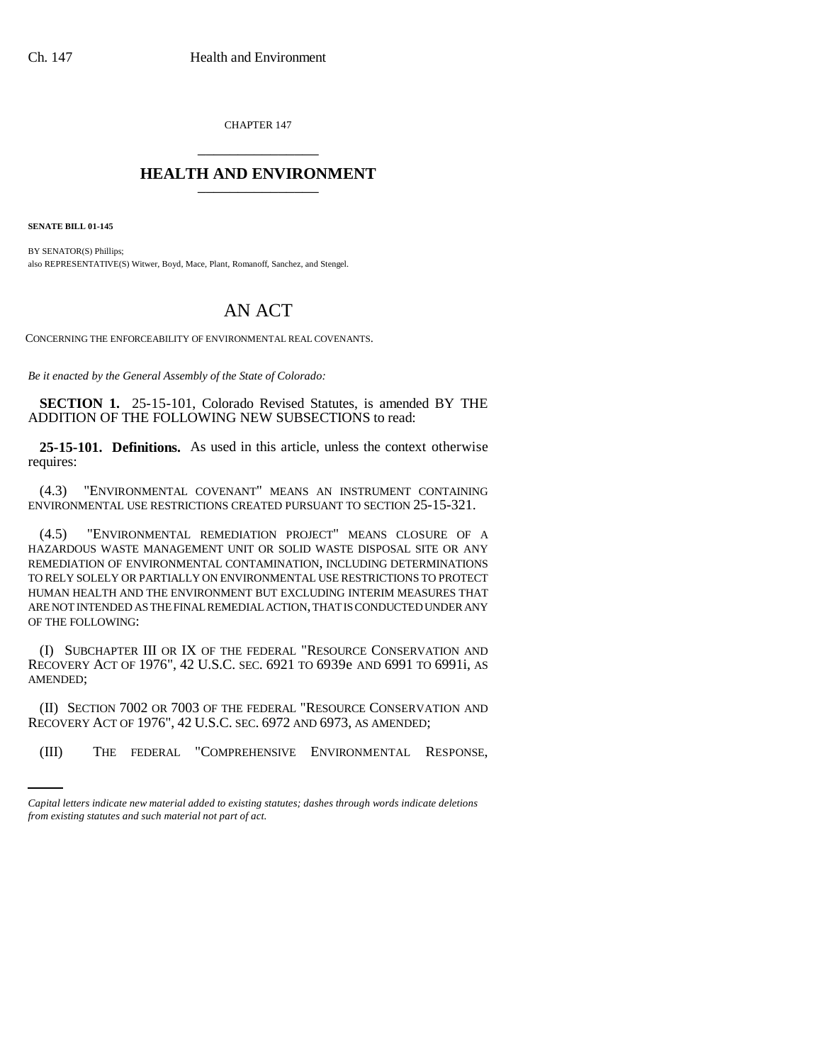CHAPTER 147

# HEALTH AND ENVIRONMENT

**SENATE BILL 01-145**

BY SENATOR(S) Phillips;
also REPRESENTATIVE(S) Witwer, Boyd, Mace, Plant, Romanoff, Sanchez, and Stengel.

# AN ACT

CONCERNING THE ENFORCEABILITY OF ENVIRONMENTAL REAL COVENANTS.

*Be it enacted by the General Assembly of the State of Colorado:*

**SECTION 1.** 25-15-101, Colorado Revised Statutes, is amended BY THE ADDITION OF THE FOLLOWING NEW SUBSECTIONS to read:

**25-15-101. Definitions.** As used in this article, unless the context otherwise requires:

(4.3) "ENVIRONMENTAL COVENANT" MEANS AN INSTRUMENT CONTAINING ENVIRONMENTAL USE RESTRICTIONS CREATED PURSUANT TO SECTION 25-15-321.

(4.5) "ENVIRONMENTAL REMEDIATION PROJECT" MEANS CLOSURE OF A HAZARDOUS WASTE MANAGEMENT UNIT OR SOLID WASTE DISPOSAL SITE OR ANY REMEDIATION OF ENVIRONMENTAL CONTAMINATION, INCLUDING DETERMINATIONS TO RELY SOLELY OR PARTIALLY ON ENVIRONMENTAL USE RESTRICTIONS TO PROTECT HUMAN HEALTH AND THE ENVIRONMENT BUT EXCLUDING INTERIM MEASURES THAT ARE NOT INTENDED AS THE FINAL REMEDIAL ACTION, THAT IS CONDUCTED UNDER ANY OF THE FOLLOWING:

(I) SUBCHAPTER III OR IX OF THE FEDERAL "RESOURCE CONSERVATION AND RECOVERY ACT OF 1976", 42 U.S.C. SEC. 6921 TO 6939e AND 6991 TO 6991i, AS AMENDED;

(II) SECTION 7002 OR 7003 OF THE FEDERAL "RESOURCE CONSERVATION AND RECOVERY ACT OF 1976", 42 U.S.C. SEC. 6972 AND 6973, AS AMENDED;

(III) THE FEDERAL "COMPREHENSIVE ENVIRONMENTAL RESPONSE,

*Capital letters indicate new material added to existing statutes; dashes through words indicate deletions from existing statutes and such material not part of act.*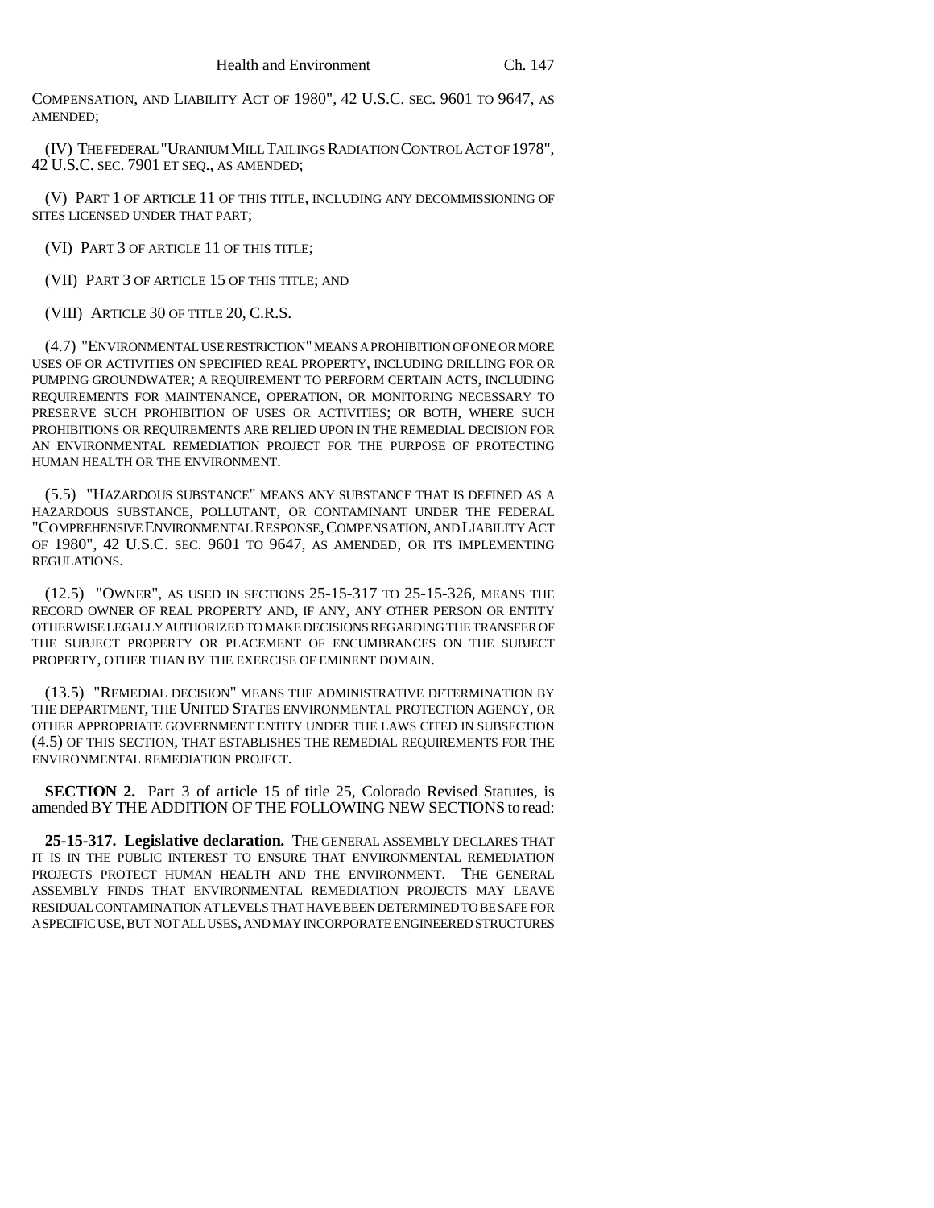COMPENSATION, AND LIABILITY ACT OF 1980", 42 U.S.C. SEC. 9601 TO 9647, AS AMENDED;

(IV) THE FEDERAL "URANIUM MILL TAILINGS RADIATION CONTROL ACT OF 1978", 42 U.S.C. SEC. 7901 ET SEQ., AS AMENDED;

(V) PART 1 OF ARTICLE 11 OF THIS TITLE, INCLUDING ANY DECOMMISSIONING OF SITES LICENSED UNDER THAT PART;

(VI) PART 3 OF ARTICLE 11 OF THIS TITLE;

(VII) PART 3 OF ARTICLE 15 OF THIS TITLE; AND

(VIII) ARTICLE 30 OF TITLE 20, C.R.S.

(4.7) "ENVIRONMENTAL USE RESTRICTION" MEANS A PROHIBITION OF ONE OR MORE USES OF OR ACTIVITIES ON SPECIFIED REAL PROPERTY, INCLUDING DRILLING FOR OR PUMPING GROUNDWATER; A REQUIREMENT TO PERFORM CERTAIN ACTS, INCLUDING REQUIREMENTS FOR MAINTENANCE, OPERATION, OR MONITORING NECESSARY TO PRESERVE SUCH PROHIBITION OF USES OR ACTIVITIES; OR BOTH, WHERE SUCH PROHIBITIONS OR REQUIREMENTS ARE RELIED UPON IN THE REMEDIAL DECISION FOR AN ENVIRONMENTAL REMEDIATION PROJECT FOR THE PURPOSE OF PROTECTING HUMAN HEALTH OR THE ENVIRONMENT.

(5.5) "HAZARDOUS SUBSTANCE" MEANS ANY SUBSTANCE THAT IS DEFINED AS A HAZARDOUS SUBSTANCE, POLLUTANT, OR CONTAMINANT UNDER THE FEDERAL "COMPREHENSIVE ENVIRONMENTAL RESPONSE, COMPENSATION, AND LIABILITY ACT OF 1980", 42 U.S.C. SEC. 9601 TO 9647, AS AMENDED, OR ITS IMPLEMENTING REGULATIONS.

(12.5) "OWNER", AS USED IN SECTIONS 25-15-317 TO 25-15-326, MEANS THE RECORD OWNER OF REAL PROPERTY AND, IF ANY, ANY OTHER PERSON OR ENTITY OTHERWISE LEGALLY AUTHORIZED TO MAKE DECISIONS REGARDING THE TRANSFER OF THE SUBJECT PROPERTY OR PLACEMENT OF ENCUMBRANCES ON THE SUBJECT PROPERTY, OTHER THAN BY THE EXERCISE OF EMINENT DOMAIN.

(13.5) "REMEDIAL DECISION" MEANS THE ADMINISTRATIVE DETERMINATION BY THE DEPARTMENT, THE UNITED STATES ENVIRONMENTAL PROTECTION AGENCY, OR OTHER APPROPRIATE GOVERNMENT ENTITY UNDER THE LAWS CITED IN SUBSECTION (4.5) OF THIS SECTION, THAT ESTABLISHES THE REMEDIAL REQUIREMENTS FOR THE ENVIRONMENTAL REMEDIATION PROJECT.

**SECTION 2.** Part 3 of article 15 of title 25, Colorado Revised Statutes, is amended BY THE ADDITION OF THE FOLLOWING NEW SECTIONS to read:

**25-15-317. Legislative declaration.** THE GENERAL ASSEMBLY DECLARES THAT IT IS IN THE PUBLIC INTEREST TO ENSURE THAT ENVIRONMENTAL REMEDIATION PROJECTS PROTECT HUMAN HEALTH AND THE ENVIRONMENT. THE GENERAL ASSEMBLY FINDS THAT ENVIRONMENTAL REMEDIATION PROJECTS MAY LEAVE RESIDUAL CONTAMINATION AT LEVELS THAT HAVE BEEN DETERMINED TO BE SAFE FOR A SPECIFIC USE, BUT NOT ALL USES, AND MAY INCORPORATE ENGINEERED STRUCTURES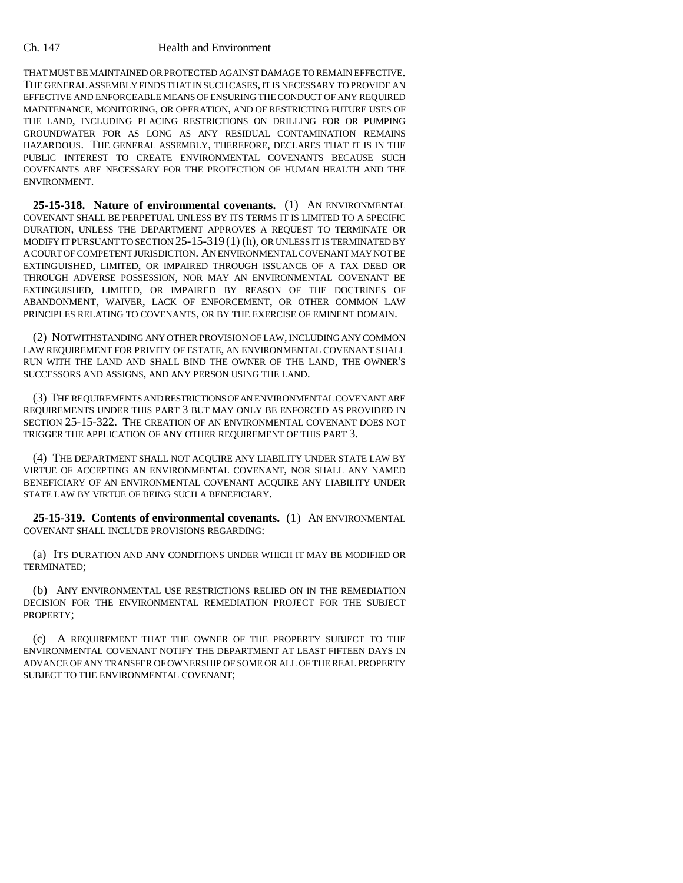THAT MUST BE MAINTAINED OR PROTECTED AGAINST DAMAGE TO REMAIN EFFECTIVE. THE GENERAL ASSEMBLY FINDS THAT IN SUCH CASES, IT IS NECESSARY TO PROVIDE AN EFFECTIVE AND ENFORCEABLE MEANS OF ENSURING THE CONDUCT OF ANY REQUIRED MAINTENANCE, MONITORING, OR OPERATION, AND OF RESTRICTING FUTURE USES OF THE LAND, INCLUDING PLACING RESTRICTIONS ON DRILLING FOR OR PUMPING GROUNDWATER FOR AS LONG AS ANY RESIDUAL CONTAMINATION REMAINS HAZARDOUS. THE GENERAL ASSEMBLY, THEREFORE, DECLARES THAT IT IS IN THE PUBLIC INTEREST TO CREATE ENVIRONMENTAL COVENANTS BECAUSE SUCH COVENANTS ARE NECESSARY FOR THE PROTECTION OF HUMAN HEALTH AND THE ENVIRONMENT.

**25-15-318. Nature of environmental covenants.** (1) AN ENVIRONMENTAL COVENANT SHALL BE PERPETUAL UNLESS BY ITS TERMS IT IS LIMITED TO A SPECIFIC DURATION, UNLESS THE DEPARTMENT APPROVES A REQUEST TO TERMINATE OR MODIFY IT PURSUANT TO SECTION 25-15-319 (1) (h), OR UNLESS IT IS TERMINATED BY A COURT OF COMPETENT JURISDICTION. AN ENVIRONMENTAL COVENANT MAY NOT BE EXTINGUISHED, LIMITED, OR IMPAIRED THROUGH ISSUANCE OF A TAX DEED OR THROUGH ADVERSE POSSESSION, NOR MAY AN ENVIRONMENTAL COVENANT BE EXTINGUISHED, LIMITED, OR IMPAIRED BY REASON OF THE DOCTRINES OF ABANDONMENT, WAIVER, LACK OF ENFORCEMENT, OR OTHER COMMON LAW PRINCIPLES RELATING TO COVENANTS, OR BY THE EXERCISE OF EMINENT DOMAIN.

(2) NOTWITHSTANDING ANY OTHER PROVISION OF LAW, INCLUDING ANY COMMON LAW REQUIREMENT FOR PRIVITY OF ESTATE, AN ENVIRONMENTAL COVENANT SHALL RUN WITH THE LAND AND SHALL BIND THE OWNER OF THE LAND, THE OWNER'S SUCCESSORS AND ASSIGNS, AND ANY PERSON USING THE LAND.

(3) THE REQUIREMENTS AND RESTRICTIONS OF AN ENVIRONMENTAL COVENANT ARE REQUIREMENTS UNDER THIS PART 3 BUT MAY ONLY BE ENFORCED AS PROVIDED IN SECTION 25-15-322. THE CREATION OF AN ENVIRONMENTAL COVENANT DOES NOT TRIGGER THE APPLICATION OF ANY OTHER REQUIREMENT OF THIS PART 3.

(4) THE DEPARTMENT SHALL NOT ACQUIRE ANY LIABILITY UNDER STATE LAW BY VIRTUE OF ACCEPTING AN ENVIRONMENTAL COVENANT, NOR SHALL ANY NAMED BENEFICIARY OF AN ENVIRONMENTAL COVENANT ACQUIRE ANY LIABILITY UNDER STATE LAW BY VIRTUE OF BEING SUCH A BENEFICIARY.

**25-15-319. Contents of environmental covenants.** (1) AN ENVIRONMENTAL COVENANT SHALL INCLUDE PROVISIONS REGARDING:

(a) ITS DURATION AND ANY CONDITIONS UNDER WHICH IT MAY BE MODIFIED OR TERMINATED;

(b) ANY ENVIRONMENTAL USE RESTRICTIONS RELIED ON IN THE REMEDIATION DECISION FOR THE ENVIRONMENTAL REMEDIATION PROJECT FOR THE SUBJECT PROPERTY;

(c) A REQUIREMENT THAT THE OWNER OF THE PROPERTY SUBJECT TO THE ENVIRONMENTAL COVENANT NOTIFY THE DEPARTMENT AT LEAST FIFTEEN DAYS IN ADVANCE OF ANY TRANSFER OF OWNERSHIP OF SOME OR ALL OF THE REAL PROPERTY SUBJECT TO THE ENVIRONMENTAL COVENANT;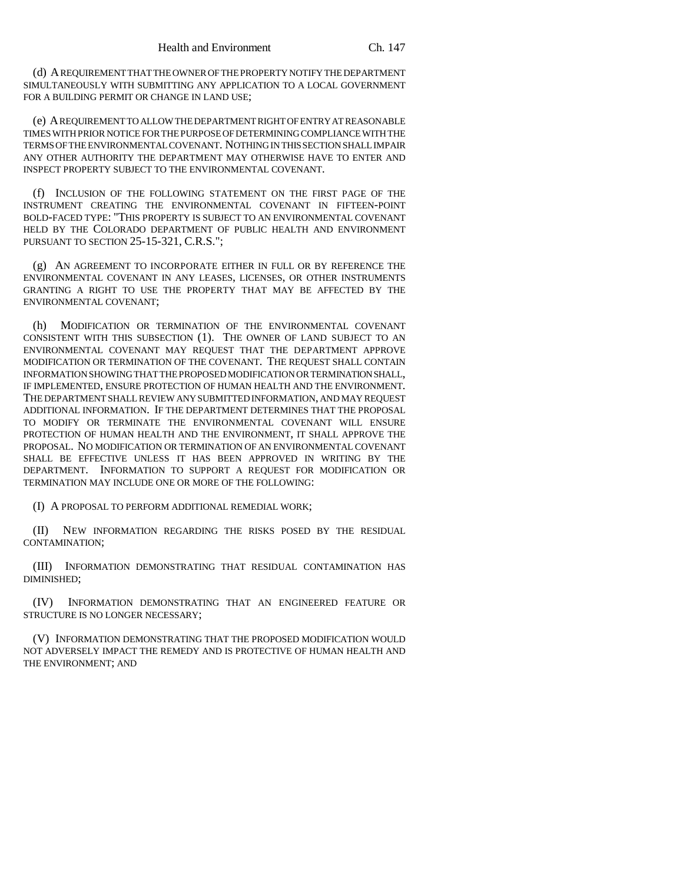(d) A REQUIREMENT THAT THE OWNER OF THE PROPERTY NOTIFY THE DEPARTMENT SIMULTANEOUSLY WITH SUBMITTING ANY APPLICATION TO A LOCAL GOVERNMENT FOR A BUILDING PERMIT OR CHANGE IN LAND USE;

(e) A REQUIREMENT TO ALLOW THE DEPARTMENT RIGHT OF ENTRY AT REASONABLE TIMES WITH PRIOR NOTICE FOR THE PURPOSE OF DETERMINING COMPLIANCE WITH THE TERMS OF THE ENVIRONMENTAL COVENANT. NOTHING IN THIS SECTION SHALL IMPAIR ANY OTHER AUTHORITY THE DEPARTMENT MAY OTHERWISE HAVE TO ENTER AND INSPECT PROPERTY SUBJECT TO THE ENVIRONMENTAL COVENANT.

(f) INCLUSION OF THE FOLLOWING STATEMENT ON THE FIRST PAGE OF THE INSTRUMENT CREATING THE ENVIRONMENTAL COVENANT IN FIFTEEN-POINT BOLD-FACED TYPE: "THIS PROPERTY IS SUBJECT TO AN ENVIRONMENTAL COVENANT HELD BY THE COLORADO DEPARTMENT OF PUBLIC HEALTH AND ENVIRONMENT PURSUANT TO SECTION 25-15-321, C.R.S.";

(g) AN AGREEMENT TO INCORPORATE EITHER IN FULL OR BY REFERENCE THE ENVIRONMENTAL COVENANT IN ANY LEASES, LICENSES, OR OTHER INSTRUMENTS GRANTING A RIGHT TO USE THE PROPERTY THAT MAY BE AFFECTED BY THE ENVIRONMENTAL COVENANT;

(h) MODIFICATION OR TERMINATION OF THE ENVIRONMENTAL COVENANT CONSISTENT WITH THIS SUBSECTION (1). THE OWNER OF LAND SUBJECT TO AN ENVIRONMENTAL COVENANT MAY REQUEST THAT THE DEPARTMENT APPROVE MODIFICATION OR TERMINATION OF THE COVENANT. THE REQUEST SHALL CONTAIN INFORMATION SHOWING THAT THE PROPOSED MODIFICATION OR TERMINATION SHALL, IF IMPLEMENTED, ENSURE PROTECTION OF HUMAN HEALTH AND THE ENVIRONMENT. THE DEPARTMENT SHALL REVIEW ANY SUBMITTED INFORMATION, AND MAY REQUEST ADDITIONAL INFORMATION. IF THE DEPARTMENT DETERMINES THAT THE PROPOSAL TO MODIFY OR TERMINATE THE ENVIRONMENTAL COVENANT WILL ENSURE PROTECTION OF HUMAN HEALTH AND THE ENVIRONMENT, IT SHALL APPROVE THE PROPOSAL. NO MODIFICATION OR TERMINATION OF AN ENVIRONMENTAL COVENANT SHALL BE EFFECTIVE UNLESS IT HAS BEEN APPROVED IN WRITING BY THE DEPARTMENT. INFORMATION TO SUPPORT A REQUEST FOR MODIFICATION OR TERMINATION MAY INCLUDE ONE OR MORE OF THE FOLLOWING:

(I) A PROPOSAL TO PERFORM ADDITIONAL REMEDIAL WORK;

(II) NEW INFORMATION REGARDING THE RISKS POSED BY THE RESIDUAL CONTAMINATION;

(III) INFORMATION DEMONSTRATING THAT RESIDUAL CONTAMINATION HAS DIMINISHED;

(IV) INFORMATION DEMONSTRATING THAT AN ENGINEERED FEATURE OR STRUCTURE IS NO LONGER NECESSARY;

(V) INFORMATION DEMONSTRATING THAT THE PROPOSED MODIFICATION WOULD NOT ADVERSELY IMPACT THE REMEDY AND IS PROTECTIVE OF HUMAN HEALTH AND THE ENVIRONMENT; AND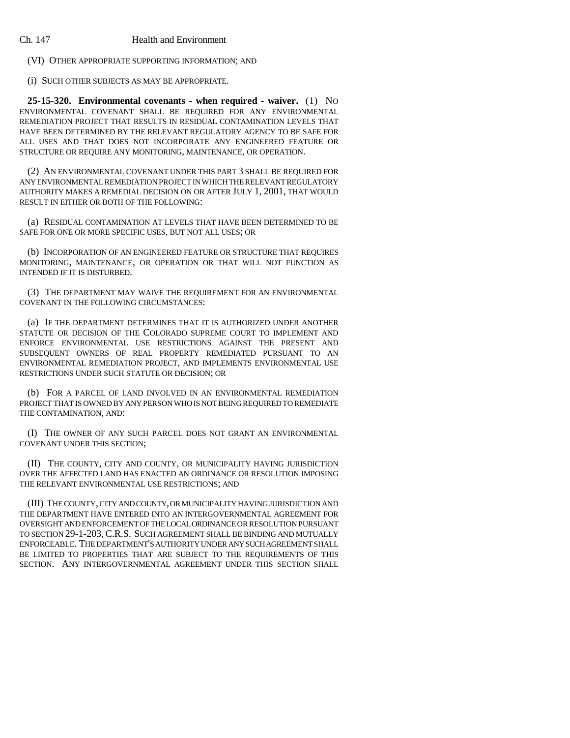(VI) OTHER APPROPRIATE SUPPORTING INFORMATION; AND

(i) SUCH OTHER SUBJECTS AS MAY BE APPROPRIATE.

**25-15-320. Environmental covenants - when required - waiver.** (1) NO ENVIRONMENTAL COVENANT SHALL BE REQUIRED FOR ANY ENVIRONMENTAL REMEDIATION PROJECT THAT RESULTS IN RESIDUAL CONTAMINATION LEVELS THAT HAVE BEEN DETERMINED BY THE RELEVANT REGULATORY AGENCY TO BE SAFE FOR ALL USES AND THAT DOES NOT INCORPORATE ANY ENGINEERED FEATURE OR STRUCTURE OR REQUIRE ANY MONITORING, MAINTENANCE, OR OPERATION.

(2) AN ENVIRONMENTAL COVENANT UNDER THIS PART 3 SHALL BE REQUIRED FOR ANY ENVIRONMENTAL REMEDIATION PROJECT IN WHICH THE RELEVANT REGULATORY AUTHORITY MAKES A REMEDIAL DECISION ON OR AFTER JULY 1, 2001, THAT WOULD RESULT IN EITHER OR BOTH OF THE FOLLOWING:

(a) RESIDUAL CONTAMINATION AT LEVELS THAT HAVE BEEN DETERMINED TO BE SAFE FOR ONE OR MORE SPECIFIC USES, BUT NOT ALL USES; OR

(b) INCORPORATION OF AN ENGINEERED FEATURE OR STRUCTURE THAT REQUIRES MONITORING, MAINTENANCE, OR OPERATION OR THAT WILL NOT FUNCTION AS INTENDED IF IT IS DISTURBED.

(3) THE DEPARTMENT MAY WAIVE THE REQUIREMENT FOR AN ENVIRONMENTAL COVENANT IN THE FOLLOWING CIRCUMSTANCES:

(a) IF THE DEPARTMENT DETERMINES THAT IT IS AUTHORIZED UNDER ANOTHER STATUTE OR DECISION OF THE COLORADO SUPREME COURT TO IMPLEMENT AND ENFORCE ENVIRONMENTAL USE RESTRICTIONS AGAINST THE PRESENT AND SUBSEQUENT OWNERS OF REAL PROPERTY REMEDIATED PURSUANT TO AN ENVIRONMENTAL REMEDIATION PROJECT, AND IMPLEMENTS ENVIRONMENTAL USE RESTRICTIONS UNDER SUCH STATUTE OR DECISION; OR

(b) FOR A PARCEL OF LAND INVOLVED IN AN ENVIRONMENTAL REMEDIATION PROJECT THAT IS OWNED BY ANY PERSON WHO IS NOT BEING REQUIRED TO REMEDIATE THE CONTAMINATION, AND:

(I) THE OWNER OF ANY SUCH PARCEL DOES NOT GRANT AN ENVIRONMENTAL COVENANT UNDER THIS SECTION;

(II) THE COUNTY, CITY AND COUNTY, OR MUNICIPALITY HAVING JURISDICTION OVER THE AFFECTED LAND HAS ENACTED AN ORDINANCE OR RESOLUTION IMPOSING THE RELEVANT ENVIRONMENTAL USE RESTRICTIONS; AND

(III) THE COUNTY, CITY AND COUNTY, OR MUNICIPALITY HAVING JURISDICTION AND THE DEPARTMENT HAVE ENTERED INTO AN INTERGOVERNMENTAL AGREEMENT FOR OVERSIGHT AND ENFORCEMENT OF THE LOCAL ORDINANCE OR RESOLUTION PURSUANT TO SECTION 29-1-203, C.R.S. SUCH AGREEMENT SHALL BE BINDING AND MUTUALLY ENFORCEABLE. THE DEPARTMENT'S AUTHORITY UNDER ANY SUCH AGREEMENT SHALL BE LIMITED TO PROPERTIES THAT ARE SUBJECT TO THE REQUIREMENTS OF THIS SECTION. ANY INTERGOVERNMENTAL AGREEMENT UNDER THIS SECTION SHALL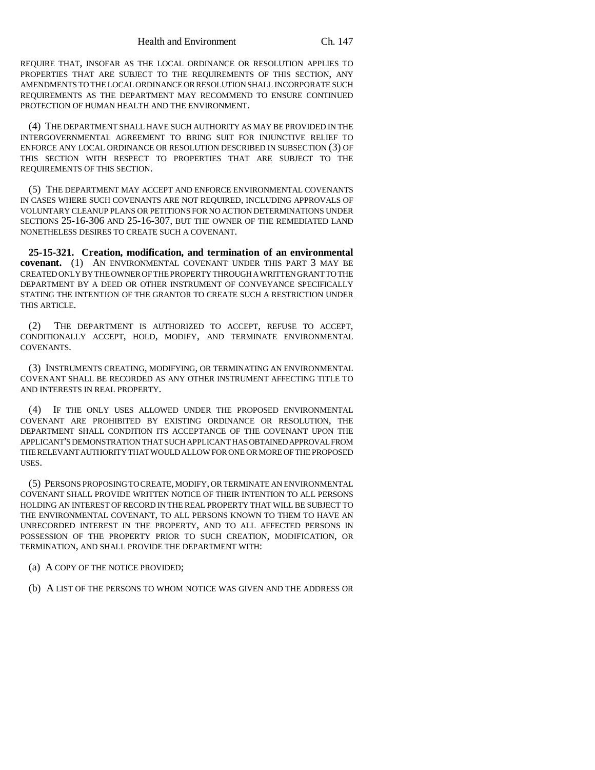REQUIRE THAT, INSOFAR AS THE LOCAL ORDINANCE OR RESOLUTION APPLIES TO PROPERTIES THAT ARE SUBJECT TO THE REQUIREMENTS OF THIS SECTION, ANY AMENDMENTS TO THE LOCAL ORDINANCE OR RESOLUTION SHALL INCORPORATE SUCH REQUIREMENTS AS THE DEPARTMENT MAY RECOMMEND TO ENSURE CONTINUED PROTECTION OF HUMAN HEALTH AND THE ENVIRONMENT.

(4) THE DEPARTMENT SHALL HAVE SUCH AUTHORITY AS MAY BE PROVIDED IN THE INTERGOVERNMENTAL AGREEMENT TO BRING SUIT FOR INJUNCTIVE RELIEF TO ENFORCE ANY LOCAL ORDINANCE OR RESOLUTION DESCRIBED IN SUBSECTION (3) OF THIS SECTION WITH RESPECT TO PROPERTIES THAT ARE SUBJECT TO THE REQUIREMENTS OF THIS SECTION.

(5) THE DEPARTMENT MAY ACCEPT AND ENFORCE ENVIRONMENTAL COVENANTS IN CASES WHERE SUCH COVENANTS ARE NOT REQUIRED, INCLUDING APPROVALS OF VOLUNTARY CLEANUP PLANS OR PETITIONS FOR NO ACTION DETERMINATIONS UNDER SECTIONS 25-16-306 AND 25-16-307, BUT THE OWNER OF THE REMEDIATED LAND NONETHELESS DESIRES TO CREATE SUCH A COVENANT.

**25-15-321. Creation, modification, and termination of an environmental covenant.** (1) AN ENVIRONMENTAL COVENANT UNDER THIS PART 3 MAY BE CREATED ONLY BY THE OWNER OF THE PROPERTY THROUGH A WRITTEN GRANT TO THE DEPARTMENT BY A DEED OR OTHER INSTRUMENT OF CONVEYANCE SPECIFICALLY STATING THE INTENTION OF THE GRANTOR TO CREATE SUCH A RESTRICTION UNDER THIS ARTICLE.

(2) THE DEPARTMENT IS AUTHORIZED TO ACCEPT, REFUSE TO ACCEPT, CONDITIONALLY ACCEPT, HOLD, MODIFY, AND TERMINATE ENVIRONMENTAL COVENANTS.

(3) INSTRUMENTS CREATING, MODIFYING, OR TERMINATING AN ENVIRONMENTAL COVENANT SHALL BE RECORDED AS ANY OTHER INSTRUMENT AFFECTING TITLE TO AND INTERESTS IN REAL PROPERTY.

(4) IF THE ONLY USES ALLOWED UNDER THE PROPOSED ENVIRONMENTAL COVENANT ARE PROHIBITED BY EXISTING ORDINANCE OR RESOLUTION, THE DEPARTMENT SHALL CONDITION ITS ACCEPTANCE OF THE COVENANT UPON THE APPLICANT'S DEMONSTRATION THAT SUCH APPLICANT HAS OBTAINED APPROVAL FROM THE RELEVANT AUTHORITY THAT WOULD ALLOW FOR ONE OR MORE OF THE PROPOSED USES.

(5) PERSONS PROPOSING TO CREATE, MODIFY, OR TERMINATE AN ENVIRONMENTAL COVENANT SHALL PROVIDE WRITTEN NOTICE OF THEIR INTENTION TO ALL PERSONS HOLDING AN INTEREST OF RECORD IN THE REAL PROPERTY THAT WILL BE SUBJECT TO THE ENVIRONMENTAL COVENANT, TO ALL PERSONS KNOWN TO THEM TO HAVE AN UNRECORDED INTEREST IN THE PROPERTY, AND TO ALL AFFECTED PERSONS IN POSSESSION OF THE PROPERTY PRIOR TO SUCH CREATION, MODIFICATION, OR TERMINATION, AND SHALL PROVIDE THE DEPARTMENT WITH:

(a) A COPY OF THE NOTICE PROVIDED;

(b) A LIST OF THE PERSONS TO WHOM NOTICE WAS GIVEN AND THE ADDRESS OR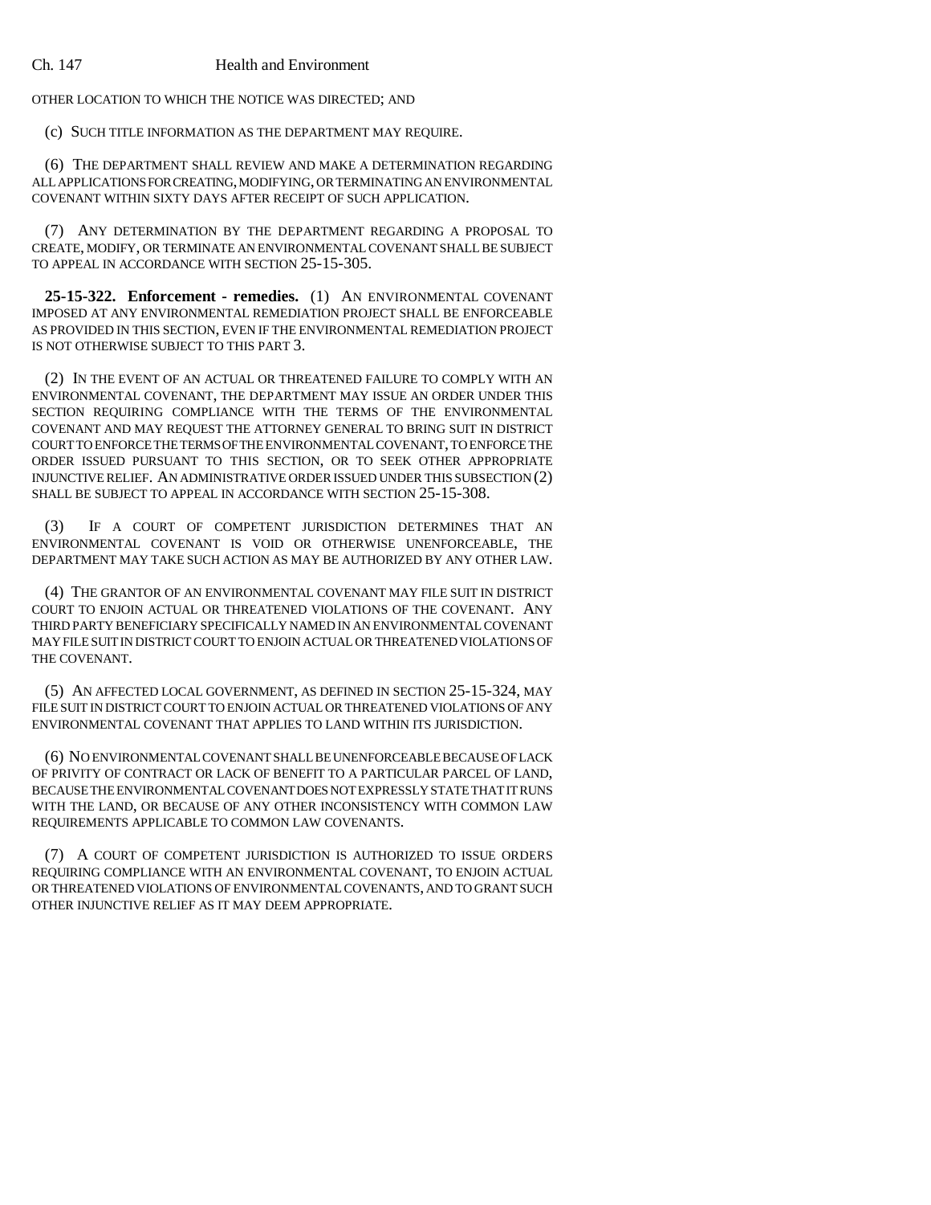OTHER LOCATION TO WHICH THE NOTICE WAS DIRECTED; AND

(c) SUCH TITLE INFORMATION AS THE DEPARTMENT MAY REQUIRE.

(6) THE DEPARTMENT SHALL REVIEW AND MAKE A DETERMINATION REGARDING ALL APPLICATIONS FOR CREATING, MODIFYING, OR TERMINATING AN ENVIRONMENTAL COVENANT WITHIN SIXTY DAYS AFTER RECEIPT OF SUCH APPLICATION.

(7) ANY DETERMINATION BY THE DEPARTMENT REGARDING A PROPOSAL TO CREATE, MODIFY, OR TERMINATE AN ENVIRONMENTAL COVENANT SHALL BE SUBJECT TO APPEAL IN ACCORDANCE WITH SECTION 25-15-305.

**25-15-322. Enforcement - remedies.** (1) AN ENVIRONMENTAL COVENANT IMPOSED AT ANY ENVIRONMENTAL REMEDIATION PROJECT SHALL BE ENFORCEABLE AS PROVIDED IN THIS SECTION, EVEN IF THE ENVIRONMENTAL REMEDIATION PROJECT IS NOT OTHERWISE SUBJECT TO THIS PART 3.

(2) IN THE EVENT OF AN ACTUAL OR THREATENED FAILURE TO COMPLY WITH AN ENVIRONMENTAL COVENANT, THE DEPARTMENT MAY ISSUE AN ORDER UNDER THIS SECTION REQUIRING COMPLIANCE WITH THE TERMS OF THE ENVIRONMENTAL COVENANT AND MAY REQUEST THE ATTORNEY GENERAL TO BRING SUIT IN DISTRICT COURT TO ENFORCE THE TERMS OF THE ENVIRONMENTAL COVENANT, TO ENFORCE THE ORDER ISSUED PURSUANT TO THIS SECTION, OR TO SEEK OTHER APPROPRIATE INJUNCTIVE RELIEF. AN ADMINISTRATIVE ORDER ISSUED UNDER THIS SUBSECTION (2) SHALL BE SUBJECT TO APPEAL IN ACCORDANCE WITH SECTION 25-15-308.

(3) IF A COURT OF COMPETENT JURISDICTION DETERMINES THAT AN ENVIRONMENTAL COVENANT IS VOID OR OTHERWISE UNENFORCEABLE, THE DEPARTMENT MAY TAKE SUCH ACTION AS MAY BE AUTHORIZED BY ANY OTHER LAW.

(4) THE GRANTOR OF AN ENVIRONMENTAL COVENANT MAY FILE SUIT IN DISTRICT COURT TO ENJOIN ACTUAL OR THREATENED VIOLATIONS OF THE COVENANT. ANY THIRD PARTY BENEFICIARY SPECIFICALLY NAMED IN AN ENVIRONMENTAL COVENANT MAY FILE SUIT IN DISTRICT COURT TO ENJOIN ACTUAL OR THREATENED VIOLATIONS OF THE COVENANT.

(5) AN AFFECTED LOCAL GOVERNMENT, AS DEFINED IN SECTION 25-15-324, MAY FILE SUIT IN DISTRICT COURT TO ENJOIN ACTUAL OR THREATENED VIOLATIONS OF ANY ENVIRONMENTAL COVENANT THAT APPLIES TO LAND WITHIN ITS JURISDICTION.

(6) NO ENVIRONMENTAL COVENANT SHALL BE UNENFORCEABLE BECAUSE OF LACK OF PRIVITY OF CONTRACT OR LACK OF BENEFIT TO A PARTICULAR PARCEL OF LAND, BECAUSE THE ENVIRONMENTAL COVENANT DOES NOT EXPRESSLY STATE THAT IT RUNS WITH THE LAND, OR BECAUSE OF ANY OTHER INCONSISTENCY WITH COMMON LAW REQUIREMENTS APPLICABLE TO COMMON LAW COVENANTS.

(7) A COURT OF COMPETENT JURISDICTION IS AUTHORIZED TO ISSUE ORDERS REQUIRING COMPLIANCE WITH AN ENVIRONMENTAL COVENANT, TO ENJOIN ACTUAL OR THREATENED VIOLATIONS OF ENVIRONMENTAL COVENANTS, AND TO GRANT SUCH OTHER INJUNCTIVE RELIEF AS IT MAY DEEM APPROPRIATE.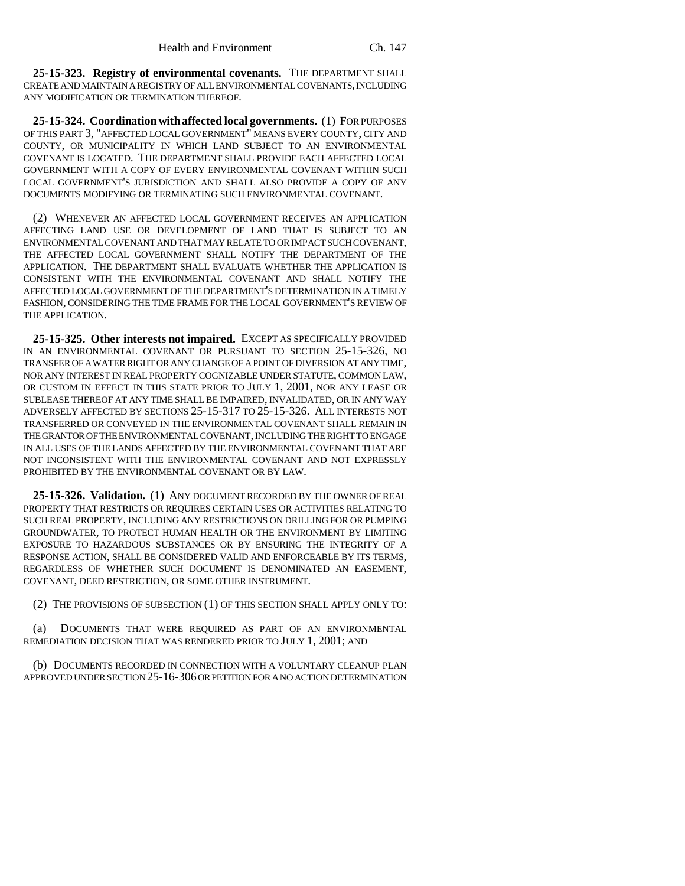**25-15-323. Registry of environmental covenants.** THE DEPARTMENT SHALL CREATE AND MAINTAIN A REGISTRY OF ALL ENVIRONMENTAL COVENANTS, INCLUDING ANY MODIFICATION OR TERMINATION THEREOF.

**25-15-324. Coordination with affected local governments.** (1) FOR PURPOSES OF THIS PART 3, "AFFECTED LOCAL GOVERNMENT" MEANS EVERY COUNTY, CITY AND COUNTY, OR MUNICIPALITY IN WHICH LAND SUBJECT TO AN ENVIRONMENTAL COVENANT IS LOCATED. THE DEPARTMENT SHALL PROVIDE EACH AFFECTED LOCAL GOVERNMENT WITH A COPY OF EVERY ENVIRONMENTAL COVENANT WITHIN SUCH LOCAL GOVERNMENT'S JURISDICTION AND SHALL ALSO PROVIDE A COPY OF ANY DOCUMENTS MODIFYING OR TERMINATING SUCH ENVIRONMENTAL COVENANT.

(2) WHENEVER AN AFFECTED LOCAL GOVERNMENT RECEIVES AN APPLICATION AFFECTING LAND USE OR DEVELOPMENT OF LAND THAT IS SUBJECT TO AN ENVIRONMENTAL COVENANT AND THAT MAY RELATE TO OR IMPACT SUCH COVENANT, THE AFFECTED LOCAL GOVERNMENT SHALL NOTIFY THE DEPARTMENT OF THE APPLICATION. THE DEPARTMENT SHALL EVALUATE WHETHER THE APPLICATION IS CONSISTENT WITH THE ENVIRONMENTAL COVENANT AND SHALL NOTIFY THE AFFECTED LOCAL GOVERNMENT OF THE DEPARTMENT'S DETERMINATION IN A TIMELY FASHION, CONSIDERING THE TIME FRAME FOR THE LOCAL GOVERNMENT'S REVIEW OF THE APPLICATION.

**25-15-325. Other interests not impaired.** EXCEPT AS SPECIFICALLY PROVIDED IN AN ENVIRONMENTAL COVENANT OR PURSUANT TO SECTION 25-15-326, NO TRANSFER OF A WATER RIGHT OR ANY CHANGE OF A POINT OF DIVERSION AT ANY TIME, NOR ANY INTEREST IN REAL PROPERTY COGNIZABLE UNDER STATUTE, COMMON LAW, OR CUSTOM IN EFFECT IN THIS STATE PRIOR TO JULY 1, 2001, NOR ANY LEASE OR SUBLEASE THEREOF AT ANY TIME SHALL BE IMPAIRED, INVALIDATED, OR IN ANY WAY ADVERSELY AFFECTED BY SECTIONS 25-15-317 TO 25-15-326. ALL INTERESTS NOT TRANSFERRED OR CONVEYED IN THE ENVIRONMENTAL COVENANT SHALL REMAIN IN THE GRANTOR OF THE ENVIRONMENTAL COVENANT, INCLUDING THE RIGHT TO ENGAGE IN ALL USES OF THE LANDS AFFECTED BY THE ENVIRONMENTAL COVENANT THAT ARE NOT INCONSISTENT WITH THE ENVIRONMENTAL COVENANT AND NOT EXPRESSLY PROHIBITED BY THE ENVIRONMENTAL COVENANT OR BY LAW.

**25-15-326. Validation.** (1) ANY DOCUMENT RECORDED BY THE OWNER OF REAL PROPERTY THAT RESTRICTS OR REQUIRES CERTAIN USES OR ACTIVITIES RELATING TO SUCH REAL PROPERTY, INCLUDING ANY RESTRICTIONS ON DRILLING FOR OR PUMPING GROUNDWATER, TO PROTECT HUMAN HEALTH OR THE ENVIRONMENT BY LIMITING EXPOSURE TO HAZARDOUS SUBSTANCES OR BY ENSURING THE INTEGRITY OF A RESPONSE ACTION, SHALL BE CONSIDERED VALID AND ENFORCEABLE BY ITS TERMS, REGARDLESS OF WHETHER SUCH DOCUMENT IS DENOMINATED AN EASEMENT, COVENANT, DEED RESTRICTION, OR SOME OTHER INSTRUMENT.

(2) THE PROVISIONS OF SUBSECTION (1) OF THIS SECTION SHALL APPLY ONLY TO:

(a) DOCUMENTS THAT WERE REQUIRED AS PART OF AN ENVIRONMENTAL REMEDIATION DECISION THAT WAS RENDERED PRIOR TO JULY 1, 2001; AND

(b) DOCUMENTS RECORDED IN CONNECTION WITH A VOLUNTARY CLEANUP PLAN APPROVED UNDER SECTION 25-16-306 OR PETITION FOR A NO ACTION DETERMINATION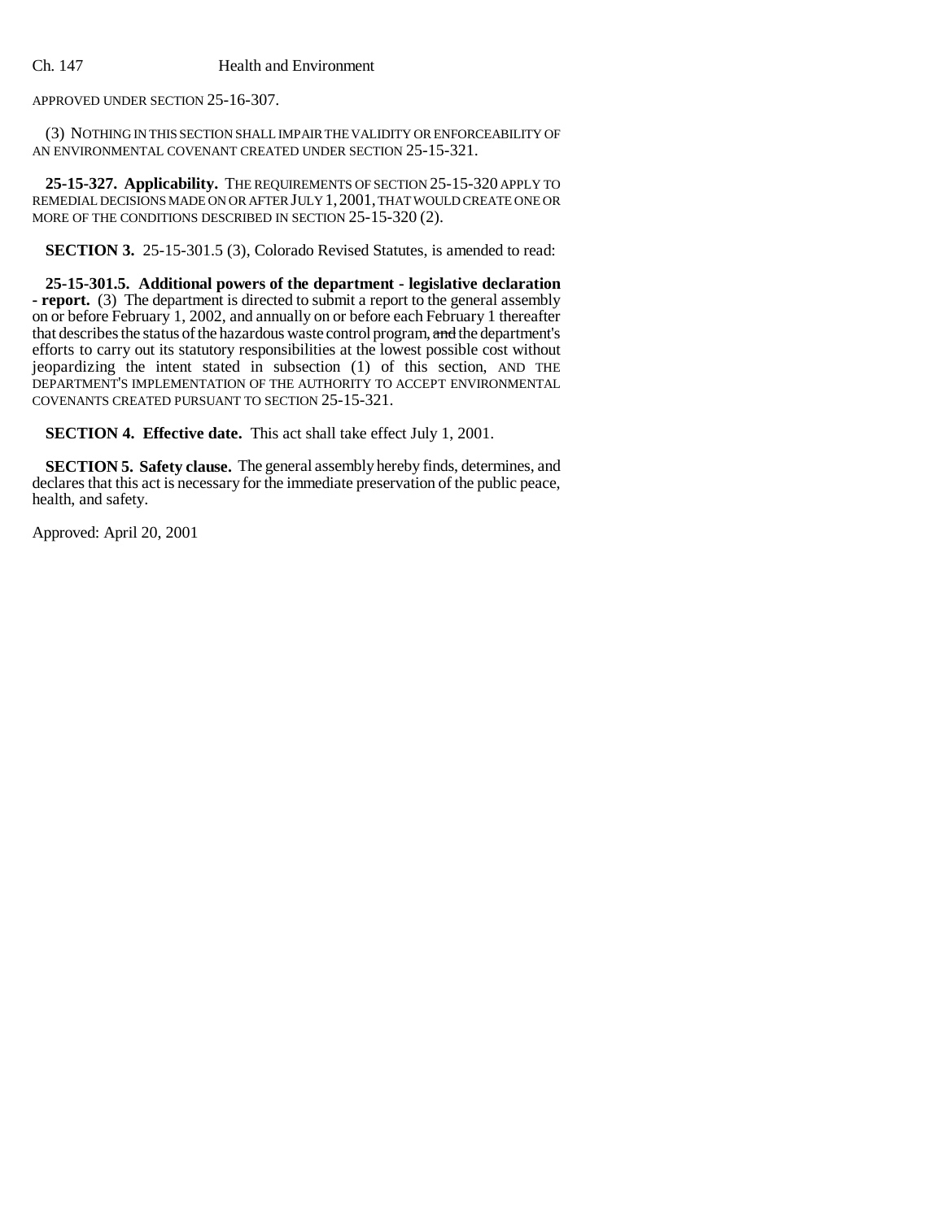APPROVED UNDER SECTION 25-16-307.

(3) NOTHING IN THIS SECTION SHALL IMPAIR THE VALIDITY OR ENFORCEABILITY OF AN ENVIRONMENTAL COVENANT CREATED UNDER SECTION 25-15-321.

**25-15-327. Applicability.** THE REQUIREMENTS OF SECTION 25-15-320 APPLY TO REMEDIAL DECISIONS MADE ON OR AFTER JULY 1, 2001, THAT WOULD CREATE ONE OR MORE OF THE CONDITIONS DESCRIBED IN SECTION 25-15-320 (2).

**SECTION 3.** 25-15-301.5 (3), Colorado Revised Statutes, is amended to read:

**25-15-301.5. Additional powers of the department - legislative declaration - report.** (3) The department is directed to submit a report to the general assembly on or before February 1, 2002, and annually on or before each February 1 thereafter that describes the status of the hazardous waste control program, ~~and~~ the department's efforts to carry out its statutory responsibilities at the lowest possible cost without jeopardizing the intent stated in subsection (1) of this section, AND THE DEPARTMENT'S IMPLEMENTATION OF THE AUTHORITY TO ACCEPT ENVIRONMENTAL COVENANTS CREATED PURSUANT TO SECTION 25-15-321.

**SECTION 4. Effective date.** This act shall take effect July 1, 2001.

**SECTION 5. Safety clause.** The general assembly hereby finds, determines, and declares that this act is necessary for the immediate preservation of the public peace, health, and safety.

Approved: April 20, 2001